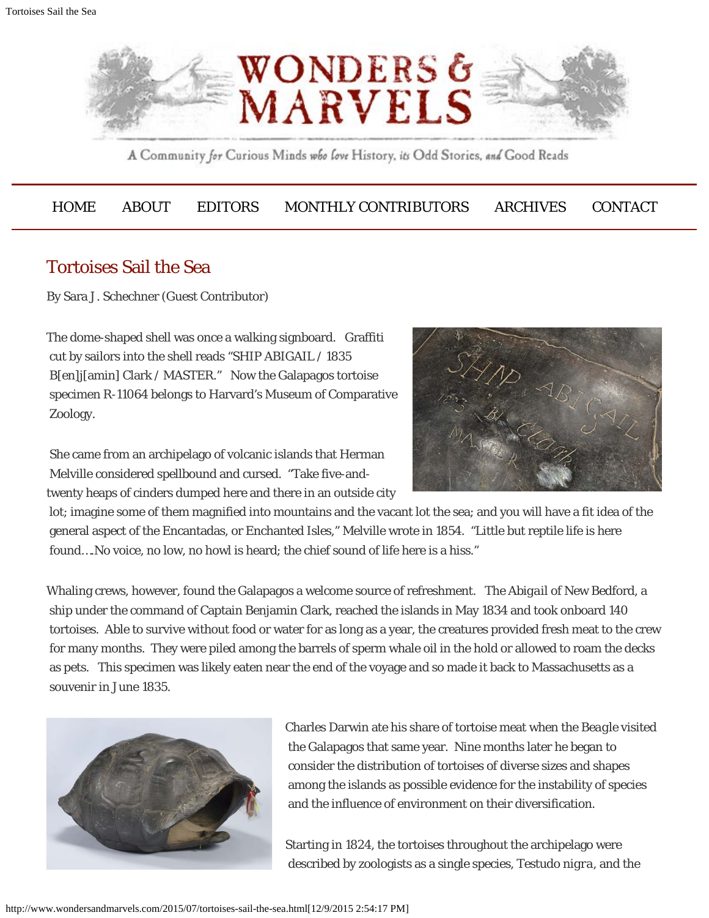# WONDERS & MARVELS

A Community for Curious Minds who love History, its Odd Stories, and Good Reads

HOME ABOUT EDITORS MONTHLY CONTRIBUTORS ARCHIVES CONTACT

## Tortoises Sail the Sea

By Sara J. Schechner (Guest Contributor)

The dome-shaped shell was once a walking signboard. Graffiti cut by sailors into the shell reads "SHIP ABIGAIL / 1835 B[en]j[amin] Clark / MASTER." Now the Galapagos tortoise specimen R-11064 belongs to Harvard's Museum of Comparative Zoology.

She came from an archipelago of volcanic islands that Herman Melville considered spellbound and cursed. "Take five-and-twenty heaps of cinders dumped here and there in an outside city lot; imagine some of them magnified into mountains and the vacant lot the sea; and you will have a fit idea of the general aspect of the Encantadas, or Enchanted Isles," Melville wrote in 1854. "Little but reptile life is here found….No voice, no low, no howl is heard; the chief sound of life here is a hiss."

Whaling crews, however, found the Galapagos a welcome source of refreshment. The *Abigail* of New Bedford, a ship under the command of Captain Benjamin Clark, reached the islands in May 1834 and took onboard 140 tortoises. Able to survive without food or water for as long as a year, the creatures provided fresh meat to the crew for many months. They were piled among the barrels of sperm whale oil in the hold or allowed to roam the decks as pets. This specimen was likely eaten near the end of the voyage and so made it back to Massachusetts as a souvenir in June 1835.

Charles Darwin ate his share of tortoise meat when the *Beagle* visited the Galapagos that same year. Nine months later he began to consider the distribution of tortoises of diverse sizes and shapes among the islands as possible evidence for the instability of species and the influence of environment on their diversification.

Starting in 1824, the tortoises throughout the archipelago were described by zoologists as a single species, *Testudo nigra*, and the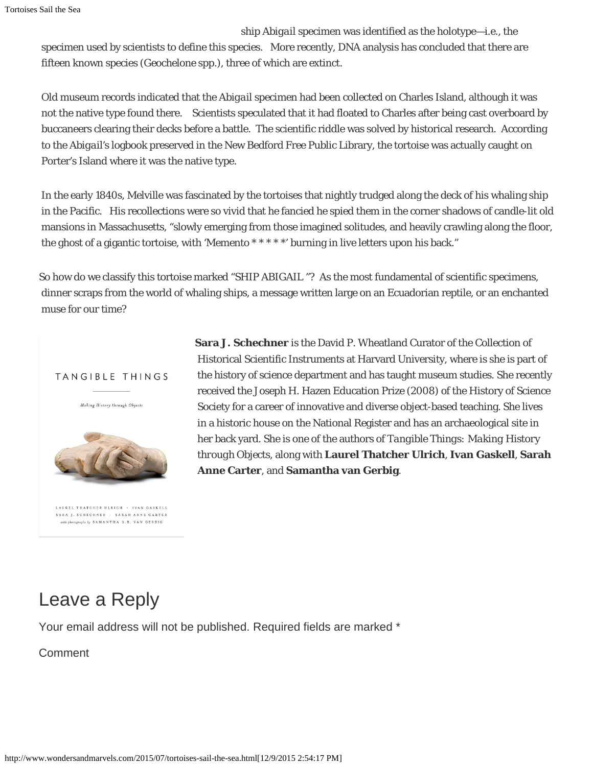ship *Abigail* specimen was identified as the holotype—i.e., the specimen used by scientists to define this species. More recently, DNA analysis has concluded that there are fifteen known species (Geochelone spp.), three of which are extinct.

Old museum records indicated that the *Abigail* specimen had been collected on Charles Island, although it was not the native type found there. Scientists speculated that it had floated to Charles after being cast overboard by buccaneers clearing their decks before a battle. The scientific riddle was solved by historical research. According to the *Abigail*'s logbook preserved in the New Bedford Free Public Library, the tortoise was actually caught on Porter's Island where it was the native type.

In the early 1840s, Melville was fascinated by the tortoises that nightly trudged along the deck of his whaling ship in the Pacific. His recollections were so vivid that he fancied he spied them in the corner shadows of candle-lit old mansions in Massachusetts, "slowly emerging from those imagined solitudes, and heavily crawling along the floor, the ghost of a gigantic tortoise, with 'Memento * * * * *' burning in live letters upon his back."

So how do we classify this tortoise marked "SHIP ABIGAIL "? As the most fundamental of scientific specimens, dinner scraps from the world of whaling ships, a message written large on an Ecuadorian reptile, or an enchanted muse for our time?

TANGIBLE THINGS

*Making History through Objects*

LAUREL THATCHER ULRICH · IVAN GASKELL
SARA J. SCHECHNER · SARAH ANNE CARTER
with photographs by SAMANTHA S.B. VAN GERBIG

**Sara J. Schechner** is the David P. Wheatland Curator of the Collection of Historical Scientific Instruments at Harvard University, where is she is part of the history of science department and has taught museum studies. She recently received the Joseph H. Hazen Education Prize (2008) of the History of Science Society for a career of innovative and diverse object-based teaching. She lives in a historic house on the National Register and has an archaeological site in her back yard. She is one of the authors of *Tangible Things: Making History through Objects*, along with **Laurel Thatcher Ulrich**, **Ivan Gaskell**, **Sarah Anne Carter**, and **Samantha van Gerbig**.

## Leave a Reply

Your email address will not be published. Required fields are marked *

Comment